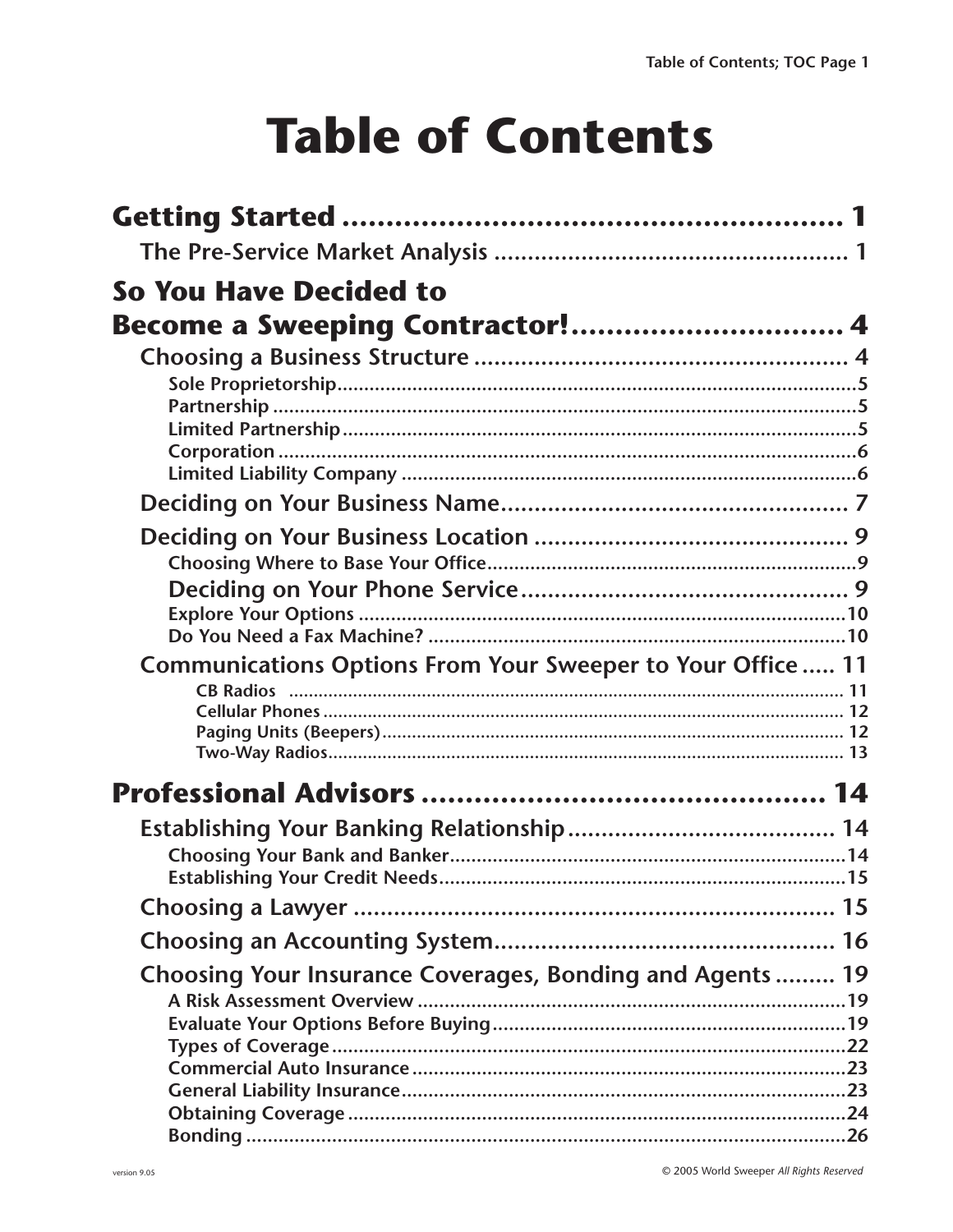# Table of Contents

**Getting Started** ........................................................ 1

- The Pre-Service Market Analysis .................................................... 1

**So You Have Decided to Become a Sweeping Contractor!** ............................... 4

- Choosing a Business Structure ....................................................... 4
  - Sole Proprietorship ........................................................ 5
  - Partnership ........................................................ 5
  - Limited Partnership ........................................................ 5
  - Corporation ........................................................ 6
  - Limited Liability Company ........................................................ 6
- Deciding on Your Business Name ........................................................ 7
- Deciding on Your Business Location ........................................................ 9
  - Choosing Where to Base Your Office ........................................................ 9
  - Deciding on Your Phone Service ........................................................ 9
  - Explore Your Options ........................................................ 10
  - Do You Need a Fax Machine? ........................................................ 10
- Communications Options From Your Sweeper to Your Office ..... 11
  - CB Radios ........................................................ 11
  - Cellular Phones ........................................................ 12
  - Paging Units (Beepers) ........................................................ 12
  - Two-Way Radios ........................................................ 13

**Professional Advisors** ........................................................ 14

- Establishing Your Banking Relationship ........................................................ 14
  - Choosing Your Bank and Banker ........................................................ 14
  - Establishing Your Credit Needs ........................................................ 15
- Choosing a Lawyer ........................................................ 15
- Choosing an Accounting System ........................................................ 16
- Choosing Your Insurance Coverages, Bonding and Agents ......... 19
  - A Risk Assessment Overview ........................................................ 19
  - Evaluate Your Options Before Buying ........................................................ 19
  - Types of Coverage ........................................................ 22
  - Commercial Auto Insurance ........................................................ 23
  - General Liability Insurance ........................................................ 23
  - Obtaining Coverage ........................................................ 24
  - Bonding ........................................................ 26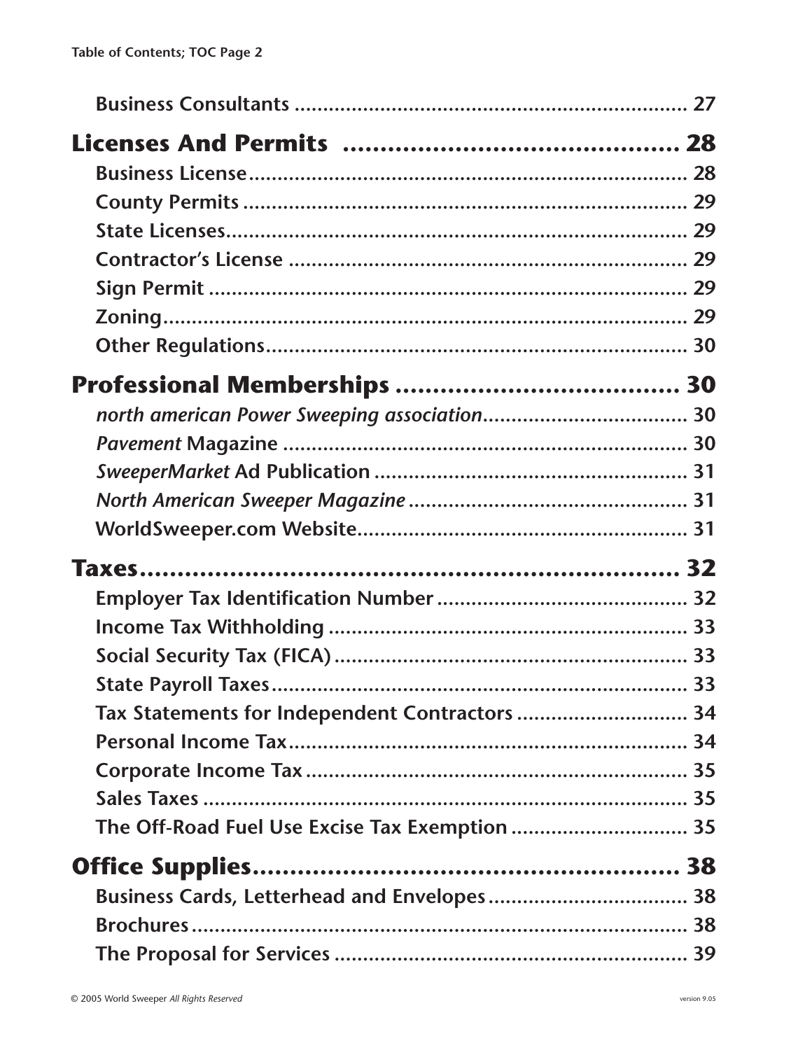Business Consultants ..................................................................... 27

**Licenses And Permits** ........................................... **28**

Business License............................................................................ 28
County Permits ............................................................................ 29
State Licenses................................................................................ 29
Contractor's License ..................................................................... 29
Sign Permit .................................................................................... 29
Zoning............................................................................................ 29
Other Regulations.......................................................................... 30

**Professional Memberships** ..................................... **30**

*north american Power Sweeping association*................................... 30
*Pavement* Magazine ....................................................................... 30
*SweeperMarket* Ad Publication ....................................................... 31
*North American Sweeper Magazine* ................................................ 31
WorldSweeper.com Website.......................................................... 31

**Taxes**.................................................................... **32**

Employer Tax Identification Number ............................................ 32
Income Tax Withholding ............................................................... 33
Social Security Tax (FICA).............................................................. 33
State Payroll Taxes......................................................................... 33
Tax Statements for Independent Contractors .............................. 34
Personal Income Tax...................................................................... 34
Corporate Income Tax ................................................................... 35
Sales Taxes ..................................................................................... 35
The Off-Road Fuel Use Excise Tax Exemption ............................... 35

**Office Supplies**........................................................ **38**

Business Cards, Letterhead and Envelopes................................... 38
Brochures........................................................................................ 38
The Proposal for Services .............................................................. 39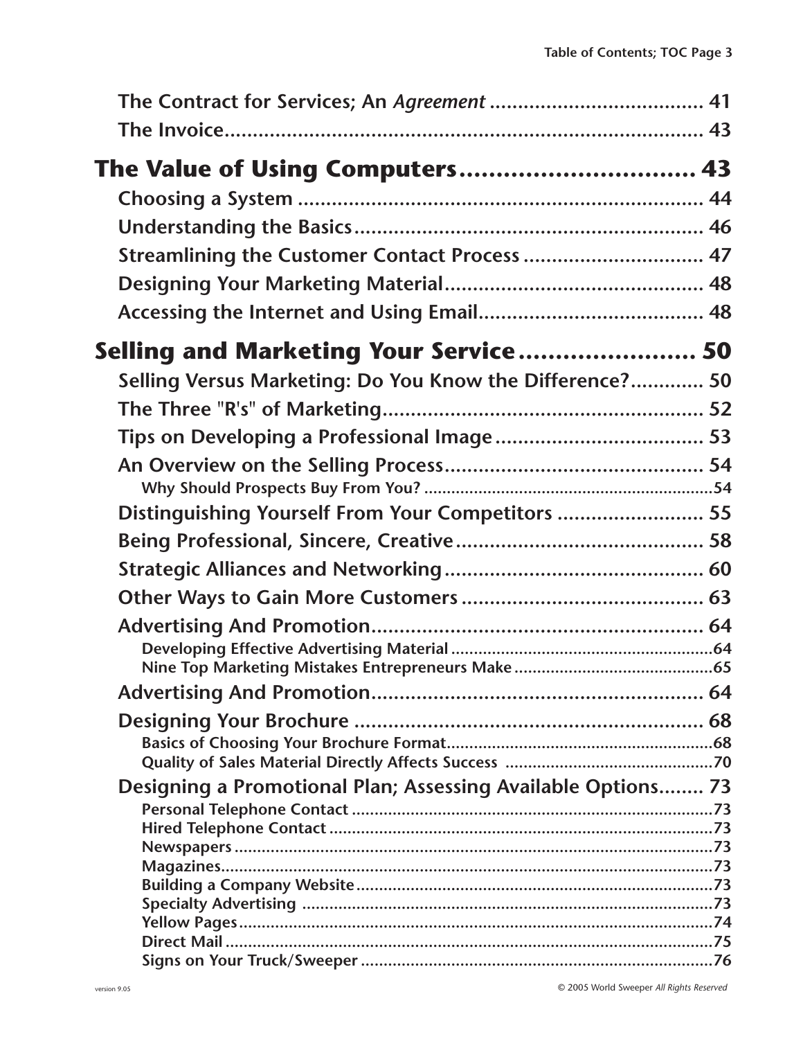The Contract for Services; An *Agreement* ...................................... 41
The Invoice........................................................................... 43

**The Value of Using Computers................................ 43**

Choosing a System ........................................................... 44
Understanding the Basics................................................. 46
Streamlining the Customer Contact Process ................................ 47
Designing Your Marketing Material............................................. 48
Accessing the Internet and Using Email........................................ 48

**Selling and Marketing Your Service........................ 50**

Selling Versus Marketing: Do You Know the Difference?............ 50
The Three "R's" of Marketing.......................................................... 52
Tips on Developing a Professional Image..................................... 53
An Overview on the Selling Process.............................................. 54
- Why Should Prospects Buy From You? .................................................................54

Distinguishing Yourself From Your Competitors .......................... 55
Being Professional, Sincere, Creative............................................ 58
Strategic Alliances and Networking.............................................. 60
Other Ways to Gain More Customers ........................................... 63
Advertising And Promotion............................................................ 64
- Developing Effective Advertising Material ...........................................................64
- Nine Top Marketing Mistakes Entrepreneurs Make ............................................65

Advertising And Promotion............................................................ 64
Designing Your Brochure ............................................................... 68
- Basics of Choosing Your Brochure Format............................................................68
- Quality of Sales Material Directly Affects Success ..............................................70

Designing a Promotional Plan; Assessing Available Options........ 73
- Personal Telephone Contact ..................................................................................73
- Hired Telephone Contact .......................................................................................73
- Newspapers ............................................................................................................73
- Magazines...............................................................................................................73
- Building a Company Website.................................................................................73
- Specialty Advertising ..............................................................................................73
- Yellow Pages............................................................................................................74
- Direct Mail ...............................................................................................................75
- Signs on Your Truck/Sweeper ................................................................................76

version 9.05 © 2005 World Sweeper *All Rights Reserved*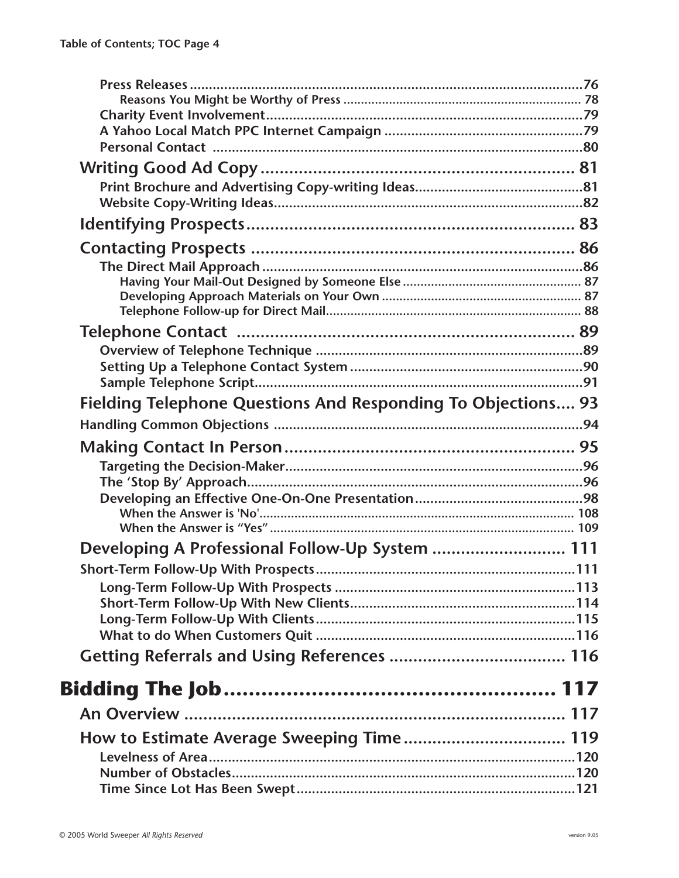- Press Releases ........................................................................................................76
  - Reasons You Might be Worthy of Press ................................................................ 78
- Charity Event Involvement....................................................................................79
- A Yahoo Local Match PPC Internet Campaign ......................................................79
- Personal Contact ..................................................................................................80

## Writing Good Ad Copy ................................................................ 81

- Print Brochure and Advertising Copy-writing Ideas............................................81
- Website Copy-Writing Ideas..................................................................................82

## Identifying Prospects.................................................................... 83

## Contacting Prospects ................................................................... 86

- The Direct Mail Approach .......................................................................................86
  - Having Your Mail-Out Designed by Someone Else ................................................. 87
  - Developing Approach Materials on Your Own ....................................................... 87
  - Telephone Follow-up for Direct Mail...................................................................... 88

## Telephone Contact ...................................................................... 89

- Overview of Telephone Technique .......................................................................89
- Setting Up a Telephone Contact System ..............................................................90
- Sample Telephone Script.......................................................................................91

## Fielding Telephone Questions And Responding To Objections.... 93

**Handling Common Objections** ..................................................................................94

## Making Contact In Person............................................................ 95

- Targeting the Decision-Maker...............................................................................96
- The 'Stop By' Approach.........................................................................................96
- Developing an Effective One-On-One Presentation.............................................98
  - When the Answer is 'No'........................................................................................ 108
  - When the Answer is "Yes" ..................................................................................... 109

## Developing A Professional Follow-Up System ........................... 111

**Short-Term Follow-Up With Prospects**....................................................................111

- Long-Term Follow-Up With Prospects ................................................................113
- Short-Term Follow-Up With New Clients............................................................114
- Long-Term Follow-Up With Clients.....................................................................115
- What to do When Customers Quit .....................................................................116

## Getting Referrals and Using References ..................................... 116

# Bidding The Job..................................................... 117

## An Overview ............................................................................... 117

## How to Estimate Average Sweeping Time.................................. 119

- Levelness of Area.................................................................................................120
- Number of Obstacles...........................................................................................120
- Time Since Lot Has Been Swept.........................................................................121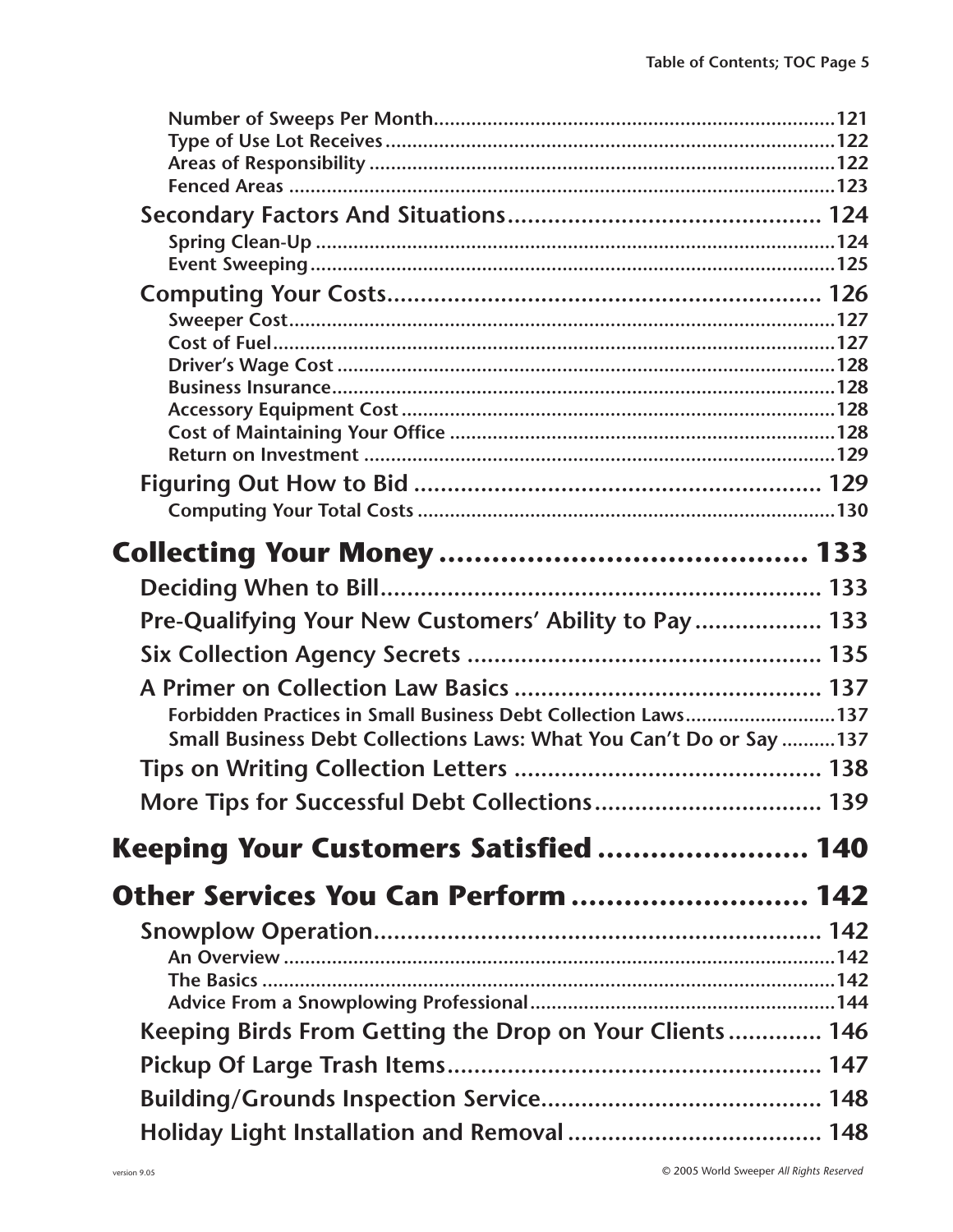- Number of Sweeps Per Month ........ 121
- Type of Use Lot Receives ........ 122
- Areas of Responsibility ........ 122
- Fenced Areas ........ 123

**Secondary Factors And Situations ........ 124**

- Spring Clean-Up ........ 124
- Event Sweeping ........ 125

**Computing Your Costs ........ 126**

- Sweeper Cost ........ 127
- Cost of Fuel ........ 127
- Driver's Wage Cost ........ 128
- Business Insurance ........ 128
- Accessory Equipment Cost ........ 128
- Cost of Maintaining Your Office ........ 128
- Return on Investment ........ 129

**Figuring Out How to Bid ........ 129**

- Computing Your Total Costs ........ 130

# Collecting Your Money ........ 133

**Deciding When to Bill ........ 133**

**Pre-Qualifying Your New Customers' Ability to Pay ........ 133**

**Six Collection Agency Secrets ........ 135**

**A Primer on Collection Law Basics ........ 137**

- Forbidden Practices in Small Business Debt Collection Laws ........ 137
- Small Business Debt Collections Laws: What You Can't Do or Say ........ 137

**Tips on Writing Collection Letters ........ 138**

**More Tips for Successful Debt Collections ........ 139**

# Keeping Your Customers Satisfied ........ 140

# Other Services You Can Perform ........ 142

**Snowplow Operation ........ 142**

- An Overview ........ 142
- The Basics ........ 142
- Advice From a Snowplowing Professional ........ 144

**Keeping Birds From Getting the Drop on Your Clients ........ 146**

**Pickup Of Large Trash Items ........ 147**

**Building/Grounds Inspection Service ........ 148**

**Holiday Light Installation and Removal ........ 148**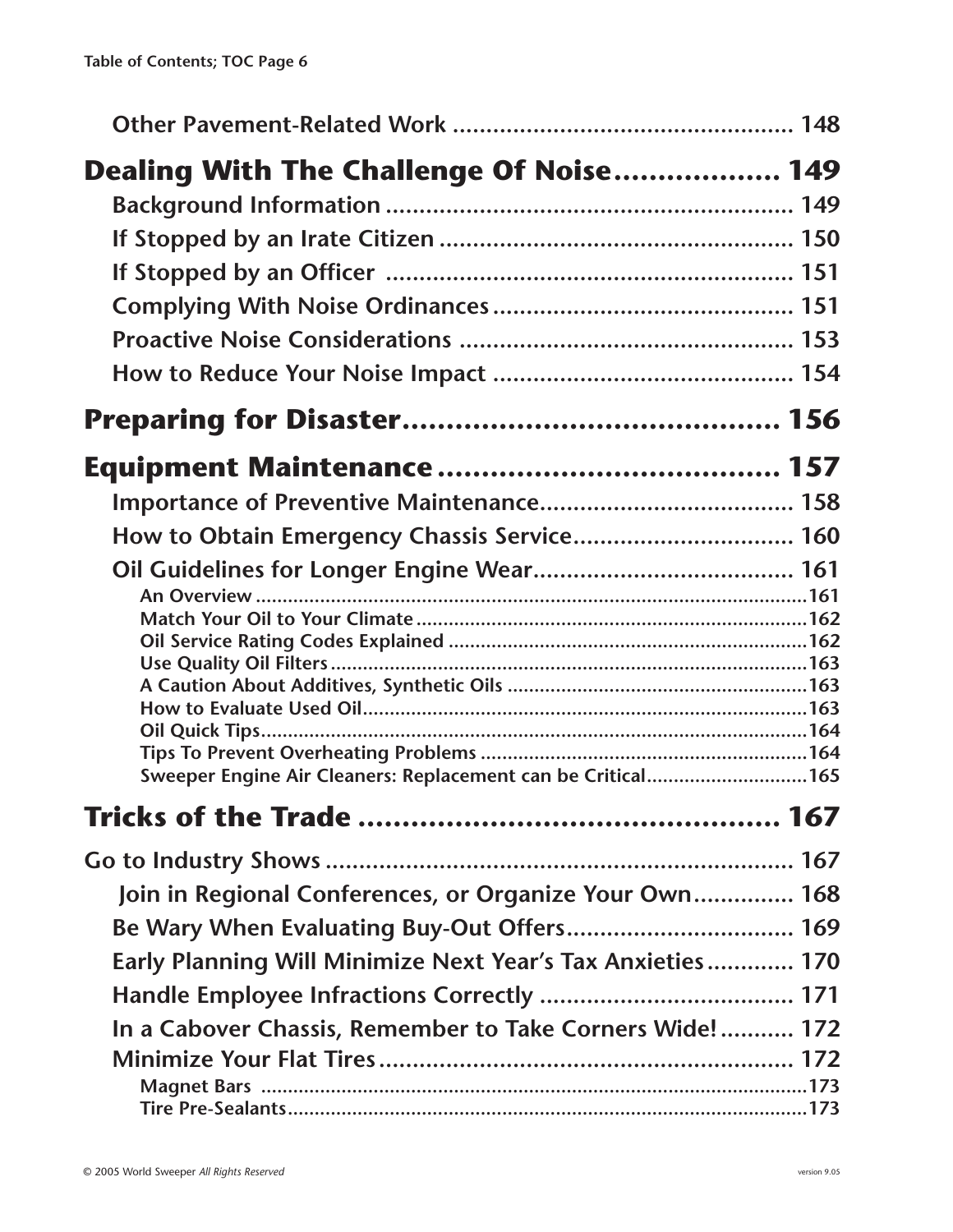Other Pavement-Related Work .................................................. 148

**Dealing With The Challenge Of Noise.................. 149**

Background Information ............................................................ 149

If Stopped by an Irate Citizen .................................................... 150

If Stopped by an Officer ............................................................ 151

Complying With Noise Ordinances ............................................ 151

Proactive Noise Considerations ................................................. 153

How to Reduce Your Noise Impact ............................................ 154

**Preparing for Disaster.......................................... 156**

**Equipment Maintenance ...................................... 157**

Importance of Preventive Maintenance...................................... 158

How to Obtain Emergency Chassis Service................................. 160

Oil Guidelines for Longer Engine Wear...................................... 161

- An Overview ......................................................................................................161
- Match Your Oil to Your Climate .........................................................................162
- Oil Service Rating Codes Explained ...................................................................162
- Use Quality Oil Filters .........................................................................................163
- A Caution About Additives, Synthetic Oils ........................................................163
- How to Evaluate Used Oil...................................................................................163
- Oil Quick Tips......................................................................................................164
- Tips To Prevent Overheating Problems .............................................................164
- Sweeper Engine Air Cleaners: Replacement can be Critical..............................165

**Tricks of the Trade ............................................... 167**

Go to Industry Shows ....................................................................... 167

Join in Regional Conferences, or Organize Your Own.............. 168

Be Wary When Evaluating Buy-Out Offers.................................. 169

Early Planning Will Minimize Next Year's Tax Anxieties............. 170

Handle Employee Infractions Correctly ...................................... 171

In a Cabover Chassis, Remember to Take Corners Wide!........... 172

Minimize Your Flat Tires............................................................. 172

- Magnet Bars ......................................................................................................173
- Tire Pre-Sealants.................................................................................................173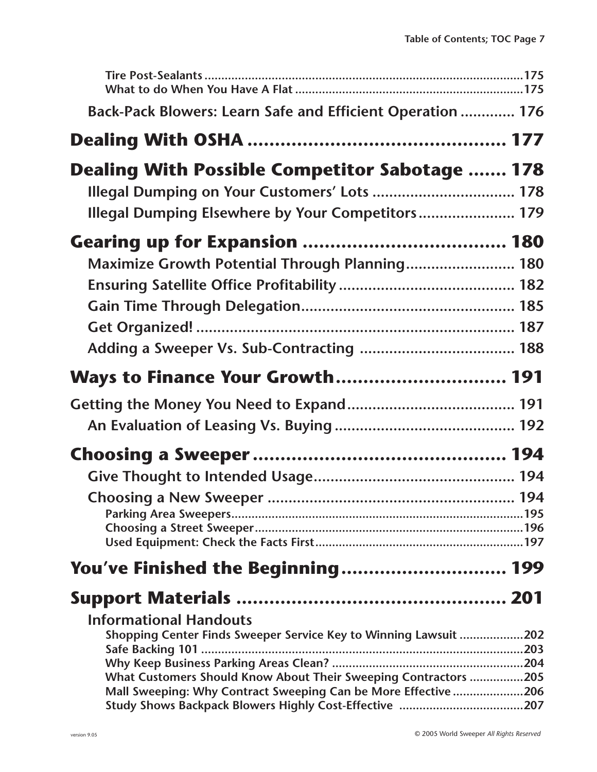- Tire Post-Sealants ....... 175
- What to do When You Have A Flat ....... 175

Back-Pack Blowers: Learn Safe and Efficient Operation ....... 176

# Dealing With OSHA ....... 177

# Dealing With Possible Competitor Sabotage ....... 178

Illegal Dumping on Your Customers' Lots ....... 178

Illegal Dumping Elsewhere by Your Competitors ....... 179

# Gearing up for Expansion ....... 180

Maximize Growth Potential Through Planning ....... 180

Ensuring Satellite Office Profitability ....... 182

Gain Time Through Delegation ....... 185

Get Organized! ....... 187

Adding a Sweeper Vs. Sub-Contracting ....... 188

# Ways to Finance Your Growth ....... 191

Getting the Money You Need to Expand ....... 191

An Evaluation of Leasing Vs. Buying ....... 192

# Choosing a Sweeper ....... 194

Give Thought to Intended Usage ....... 194

Choosing a New Sweeper ....... 194

- Parking Area Sweepers ....... 195
- Choosing a Street Sweeper ....... 196
- Used Equipment: Check the Facts First ....... 197

# You've Finished the Beginning ....... 199

# Support Materials ....... 201

Informational Handouts

- Shopping Center Finds Sweeper Service Key to Winning Lawsuit ....... 202
- Safe Backing 101 ....... 203
- Why Keep Business Parking Areas Clean? ....... 204
- What Customers Should Know About Their Sweeping Contractors ....... 205
- Mall Sweeping: Why Contract Sweeping Can be More Effective ....... 206
- Study Shows Backpack Blowers Highly Cost-Effective ....... 207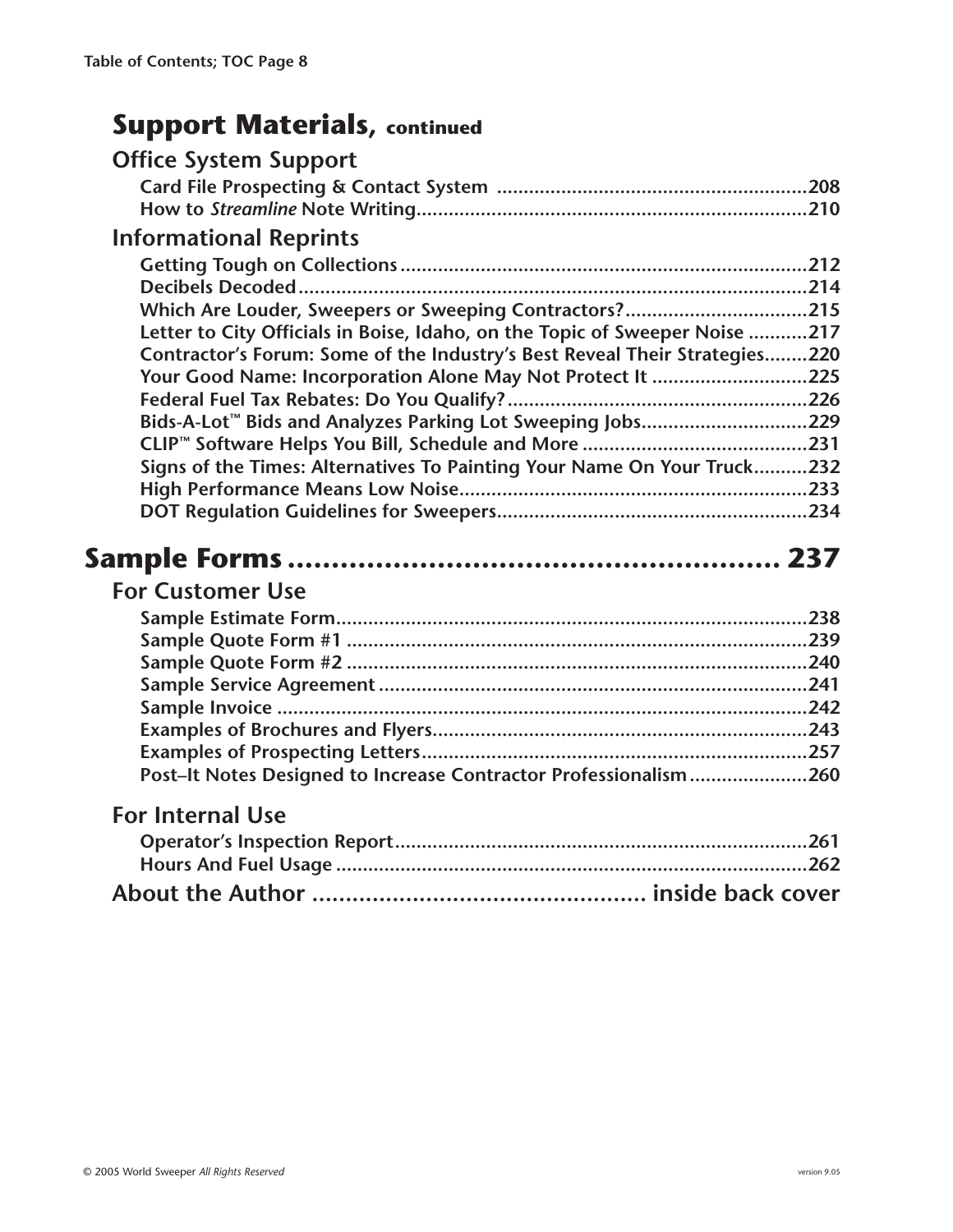## Support Materials, continued

### Office System Support

- Card File Prospecting & Contact System ..........................................................208
- How to *Streamline* Note Writing.........................................................................210

### Informational Reprints

- Getting Tough on Collections ............................................................................212
- Decibels Decoded ..............................................................................................214
- Which Are Louder, Sweepers or Sweeping Contractors?..................................215
- Letter to City Officials in Boise, Idaho, on the Topic of Sweeper Noise ...........217
- Contractor's Forum: Some of the Industry's Best Reveal Their Strategies........220
- Your Good Name: Incorporation Alone May Not Protect It .............................225
- Federal Fuel Tax Rebates: Do You Qualify?........................................................226
- Bids-A-Lot™ Bids and Analyzes Parking Lot Sweeping Jobs...............................229
- CLIP™ Software Helps You Bill, Schedule and More ..........................................231
- Signs of the Times: Alternatives To Painting Your Name On Your Truck..........232
- High Performance Means Low Noise.................................................................233
- DOT Regulation Guidelines for Sweepers..........................................................234

# Sample Forms ....................................................... 237

### For Customer Use

- Sample Estimate Form........................................................................................238
- Sample Quote Form #1 .......................................................................................239
- Sample Quote Form #2 .......................................................................................240
- Sample Service Agreement .................................................................................241
- Sample Invoice ....................................................................................................242
- Examples of Brochures and Flyers......................................................................243
- Examples of Prospecting Letters........................................................................257
- Post–It Notes Designed to Increase Contractor Professionalism......................260

### For Internal Use

- Operator's Inspection Report.............................................................................261
- Hours And Fuel Usage ........................................................................................262

### About the Author ................................................. inside back cover